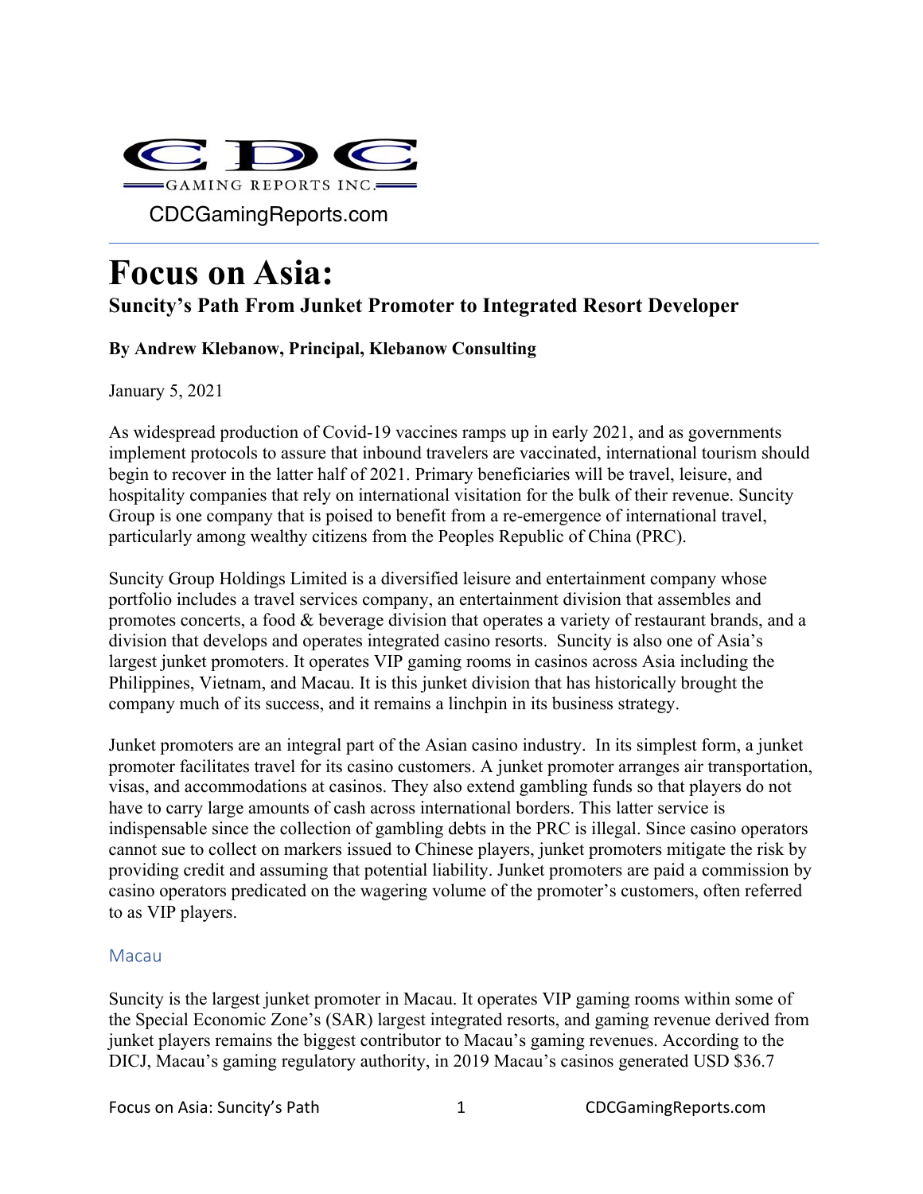CDC GAMING REPORTS INC.

CDCGamingReports.com

# Focus on Asia:

## Suncity's Path From Junket Promoter to Integrated Resort Developer

**By Andrew Klebanow, Principal, Klebanow Consulting**

January 5, 2021

As widespread production of Covid-19 vaccines ramps up in early 2021, and as governments implement protocols to assure that inbound travelers are vaccinated, international tourism should begin to recover in the latter half of 2021. Primary beneficiaries will be travel, leisure, and hospitality companies that rely on international visitation for the bulk of their revenue. Suncity Group is one company that is poised to benefit from a re-emergence of international travel, particularly among wealthy citizens from the Peoples Republic of China (PRC).

Suncity Group Holdings Limited is a diversified leisure and entertainment company whose portfolio includes a travel services company, an entertainment division that assembles and promotes concerts, a food & beverage division that operates a variety of restaurant brands, and a division that develops and operates integrated casino resorts. Suncity is also one of Asia's largest junket promoters. It operates VIP gaming rooms in casinos across Asia including the Philippines, Vietnam, and Macau. It is this junket division that has historically brought the company much of its success, and it remains a linchpin in its business strategy.

Junket promoters are an integral part of the Asian casino industry. In its simplest form, a junket promoter facilitates travel for its casino customers. A junket promoter arranges air transportation, visas, and accommodations at casinos. They also extend gambling funds so that players do not have to carry large amounts of cash across international borders. This latter service is indispensable since the collection of gambling debts in the PRC is illegal. Since casino operators cannot sue to collect on markers issued to Chinese players, junket promoters mitigate the risk by providing credit and assuming that potential liability. Junket promoters are paid a commission by casino operators predicated on the wagering volume of the promoter's customers, often referred to as VIP players.

### Macau

Suncity is the largest junket promoter in Macau. It operates VIP gaming rooms within some of the Special Economic Zone's (SAR) largest integrated resorts, and gaming revenue derived from junket players remains the biggest contributor to Macau's gaming revenues. According to the DICJ, Macau's gaming regulatory authority, in 2019 Macau's casinos generated USD $36.7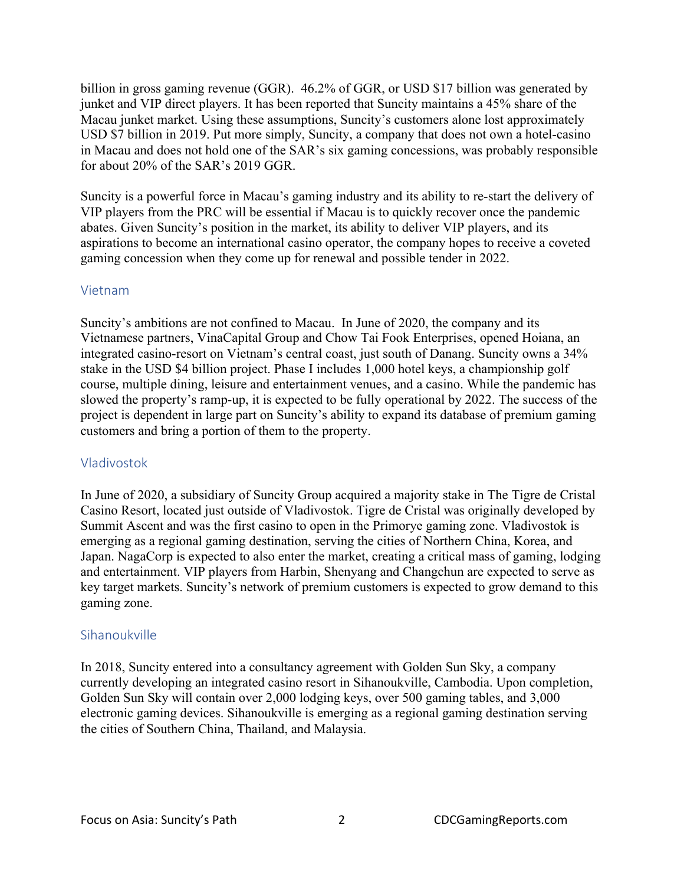billion in gross gaming revenue (GGR). 46.2% of GGR, or USD $17 billion was generated by junket and VIP direct players. It has been reported that Suncity maintains a 45% share of the Macau junket market. Using these assumptions, Suncity's customers alone lost approximately USD $7 billion in 2019. Put more simply, Suncity, a company that does not own a hotel-casino in Macau and does not hold one of the SAR's six gaming concessions, was probably responsible for about 20% of the SAR's 2019 GGR.

Suncity is a powerful force in Macau's gaming industry and its ability to re-start the delivery of VIP players from the PRC will be essential if Macau is to quickly recover once the pandemic abates. Given Suncity's position in the market, its ability to deliver VIP players, and its aspirations to become an international casino operator, the company hopes to receive a coveted gaming concession when they come up for renewal and possible tender in 2022.

## Vietnam

Suncity's ambitions are not confined to Macau. In June of 2020, the company and its Vietnamese partners, VinaCapital Group and Chow Tai Fook Enterprises, opened Hoiana, an integrated casino-resort on Vietnam's central coast, just south of Danang. Suncity owns a 34% stake in the USD $4 billion project. Phase I includes 1,000 hotel keys, a championship golf course, multiple dining, leisure and entertainment venues, and a casino. While the pandemic has slowed the property's ramp-up, it is expected to be fully operational by 2022. The success of the project is dependent in large part on Suncity's ability to expand its database of premium gaming customers and bring a portion of them to the property.

## Vladivostok

In June of 2020, a subsidiary of Suncity Group acquired a majority stake in The Tigre de Cristal Casino Resort, located just outside of Vladivostok. Tigre de Cristal was originally developed by Summit Ascent and was the first casino to open in the Primorye gaming zone. Vladivostok is emerging as a regional gaming destination, serving the cities of Northern China, Korea, and Japan. NagaCorp is expected to also enter the market, creating a critical mass of gaming, lodging and entertainment. VIP players from Harbin, Shenyang and Changchun are expected to serve as key target markets. Suncity's network of premium customers is expected to grow demand to this gaming zone.

## Sihanoukville

In 2018, Suncity entered into a consultancy agreement with Golden Sun Sky, a company currently developing an integrated casino resort in Sihanoukville, Cambodia. Upon completion, Golden Sun Sky will contain over 2,000 lodging keys, over 500 gaming tables, and 3,000 electronic gaming devices. Sihanoukville is emerging as a regional gaming destination serving the cities of Southern China, Thailand, and Malaysia.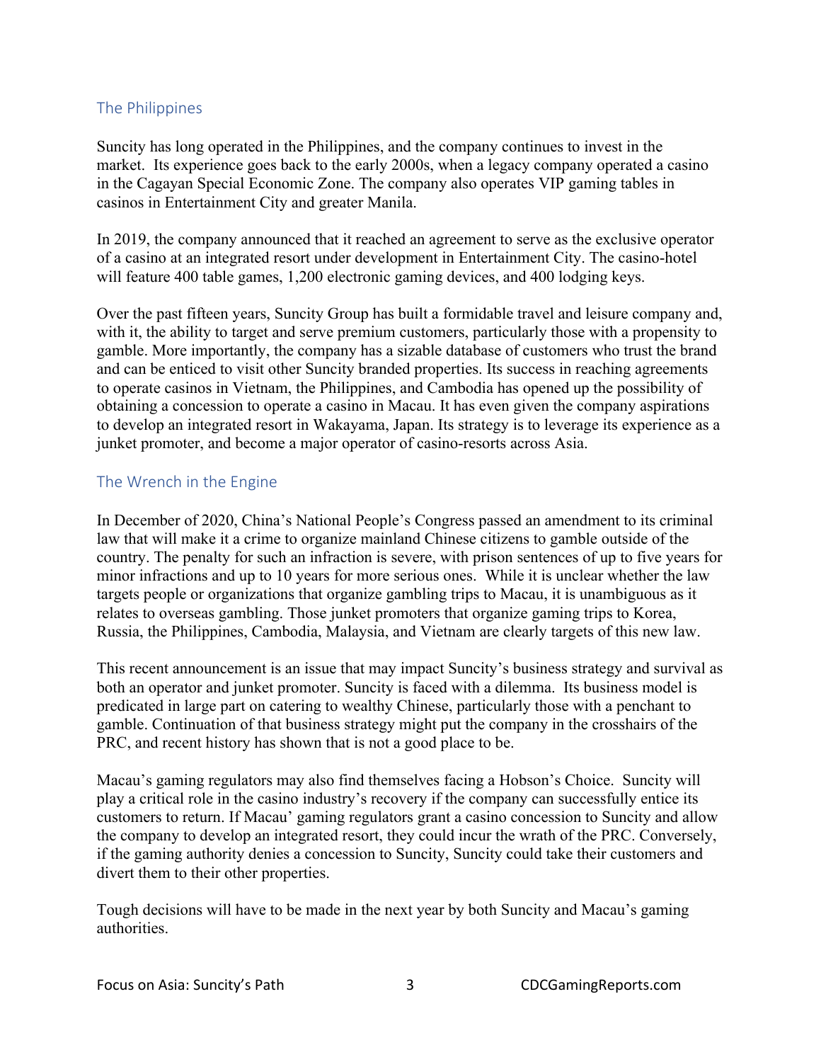## The Philippines

Suncity has long operated in the Philippines, and the company continues to invest in the market. Its experience goes back to the early 2000s, when a legacy company operated a casino in the Cagayan Special Economic Zone. The company also operates VIP gaming tables in casinos in Entertainment City and greater Manila.

In 2019, the company announced that it reached an agreement to serve as the exclusive operator of a casino at an integrated resort under development in Entertainment City. The casino-hotel will feature 400 table games, 1,200 electronic gaming devices, and 400 lodging keys.

Over the past fifteen years, Suncity Group has built a formidable travel and leisure company and, with it, the ability to target and serve premium customers, particularly those with a propensity to gamble. More importantly, the company has a sizable database of customers who trust the brand and can be enticed to visit other Suncity branded properties. Its success in reaching agreements to operate casinos in Vietnam, the Philippines, and Cambodia has opened up the possibility of obtaining a concession to operate a casino in Macau. It has even given the company aspirations to develop an integrated resort in Wakayama, Japan. Its strategy is to leverage its experience as a junket promoter, and become a major operator of casino-resorts across Asia.

## The Wrench in the Engine

In December of 2020, China's National People's Congress passed an amendment to its criminal law that will make it a crime to organize mainland Chinese citizens to gamble outside of the country. The penalty for such an infraction is severe, with prison sentences of up to five years for minor infractions and up to 10 years for more serious ones. While it is unclear whether the law targets people or organizations that organize gambling trips to Macau, it is unambiguous as it relates to overseas gambling. Those junket promoters that organize gaming trips to Korea, Russia, the Philippines, Cambodia, Malaysia, and Vietnam are clearly targets of this new law.

This recent announcement is an issue that may impact Suncity's business strategy and survival as both an operator and junket promoter. Suncity is faced with a dilemma. Its business model is predicated in large part on catering to wealthy Chinese, particularly those with a penchant to gamble. Continuation of that business strategy might put the company in the crosshairs of the PRC, and recent history has shown that is not a good place to be.

Macau's gaming regulators may also find themselves facing a Hobson's Choice. Suncity will play a critical role in the casino industry's recovery if the company can successfully entice its customers to return. If Macau' gaming regulators grant a casino concession to Suncity and allow the company to develop an integrated resort, they could incur the wrath of the PRC. Conversely, if the gaming authority denies a concession to Suncity, Suncity could take their customers and divert them to their other properties.

Tough decisions will have to be made in the next year by both Suncity and Macau's gaming authorities.